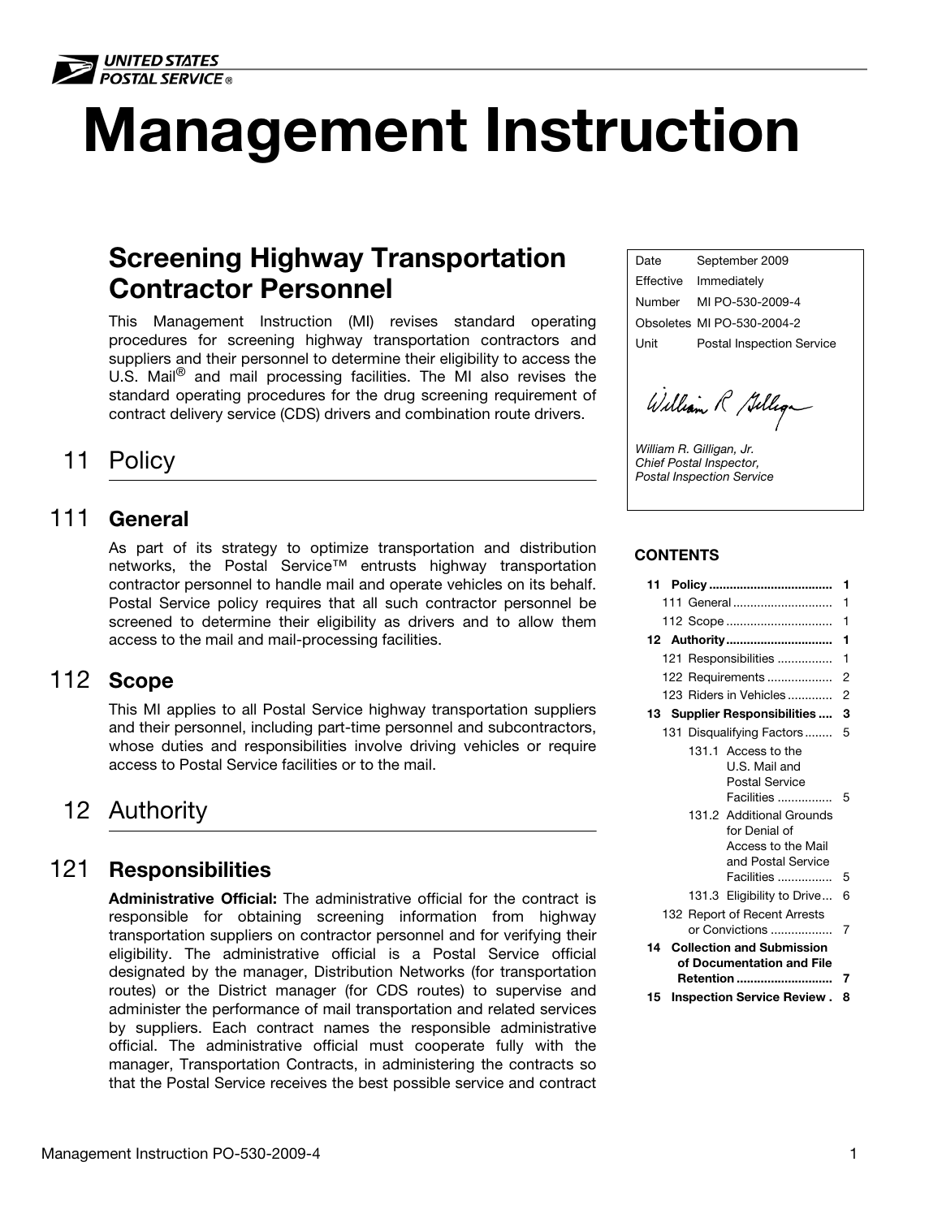UNITED STATES POSTAL SERVICE®

# Management Instruction

| | |
|---|---|
| Date | September 2009 |
| Effective | Immediately |
| Number | MI PO-530-2009-4 |
| Obsoletes | MI PO-530-2004-2 |
| Unit | Postal Inspection Service |

*William R. Gilligan, Jr.*
*Chief Postal Inspector,*
*Postal Inspection Service*

**CONTENTS**

| | |
|---|---|
| **11 Policy** | **1** |
| 111 General | 1 |
| 112 Scope | 1 |
| **12 Authority** | **1** |
| 121 Responsibilities | 1 |
| 122 Requirements | 2 |
| 123 Riders in Vehicles | 2 |
| **13 Supplier Responsibilities** | **3** |
| 131 Disqualifying Factors | 5 |
| 131.1 Access to the U.S. Mail and Postal Service Facilities | 5 |
| 131.2 Additional Grounds for Denial of Access to the Mail and Postal Service Facilities | 5 |
| 131.3 Eligibility to Drive | 6 |
| 132 Report of Recent Arrests or Convictions | 7 |
| **14 Collection and Submission of Documentation and File Retention** | **7** |
| **15 Inspection Service Review** | **8** |

## Screening Highway Transportation Contractor Personnel

This Management Instruction (MI) revises standard operating procedures for screening highway transportation contractors and suppliers and their personnel to determine their eligibility to access the U.S. Mail® and mail processing facilities. The MI also revises the standard operating procedures for the drug screening requirement of contract delivery service (CDS) drivers and combination route drivers.

## 11 Policy

### 111 General

As part of its strategy to optimize transportation and distribution networks, the Postal Service™ entrusts highway transportation contractor personnel to handle mail and operate vehicles on its behalf. Postal Service policy requires that all such contractor personnel be screened to determine their eligibility as drivers and to allow them access to the mail and mail-processing facilities.

### 112 Scope

This MI applies to all Postal Service highway transportation suppliers and their personnel, including part-time personnel and subcontractors, whose duties and responsibilities involve driving vehicles or require access to Postal Service facilities or to the mail.

## 12 Authority

### 121 Responsibilities

**Administrative Official:** The administrative official for the contract is responsible for obtaining screening information from highway transportation suppliers on contractor personnel and for verifying their eligibility. The administrative official is a Postal Service official designated by the manager, Distribution Networks (for transportation routes) or the District manager (for CDS routes) to supervise and administer the performance of mail transportation and related services by suppliers. Each contract names the responsible administrative official. The administrative official must cooperate fully with the manager, Transportation Contracts, in administering the contracts so that the Postal Service receives the best possible service and contract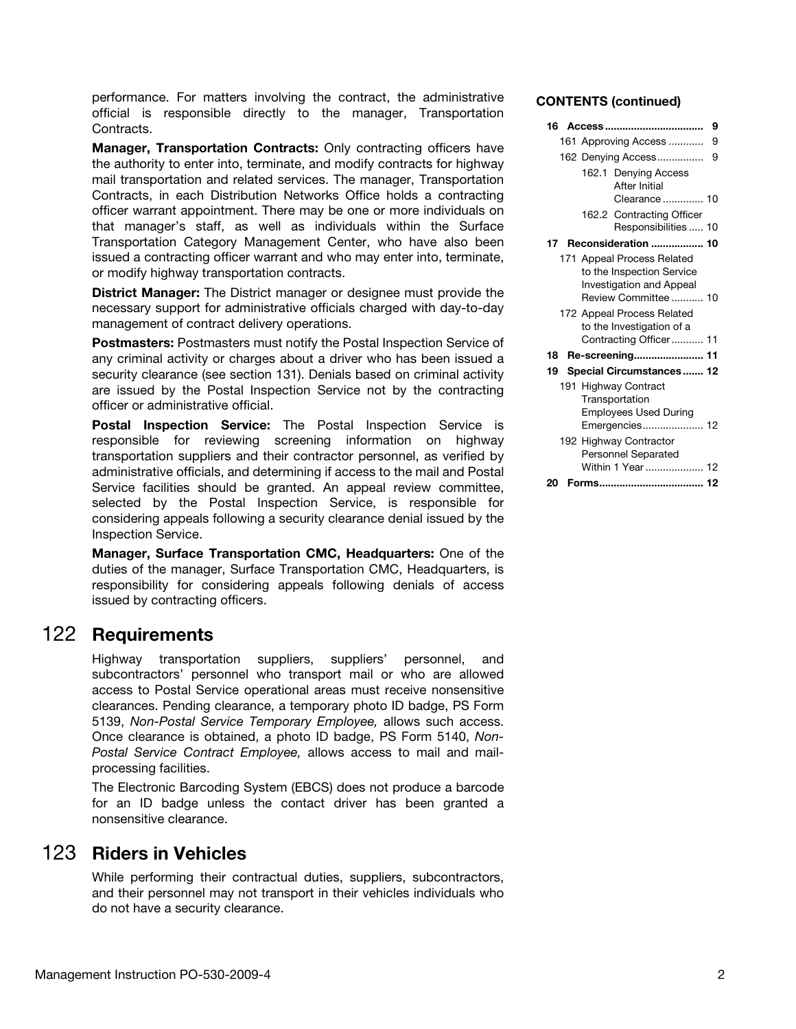performance. For matters involving the contract, the administrative official is responsible directly to the manager, Transportation Contracts.

**Manager, Transportation Contracts:** Only contracting officers have the authority to enter into, terminate, and modify contracts for highway mail transportation and related services. The manager, Transportation Contracts, in each Distribution Networks Office holds a contracting officer warrant appointment. There may be one or more individuals on that manager's staff, as well as individuals within the Surface Transportation Category Management Center, who have also been issued a contracting officer warrant and who may enter into, terminate, or modify highway transportation contracts.

**District Manager:** The District manager or designee must provide the necessary support for administrative officials charged with day-to-day management of contract delivery operations.

**Postmasters:** Postmasters must notify the Postal Inspection Service of any criminal activity or charges about a driver who has been issued a security clearance (see section 131). Denials based on criminal activity are issued by the Postal Inspection Service not by the contracting officer or administrative official.

**Postal Inspection Service:** The Postal Inspection Service is responsible for reviewing screening information on highway transportation suppliers and their contractor personnel, as verified by administrative officials, and determining if access to the mail and Postal Service facilities should be granted. An appeal review committee, selected by the Postal Inspection Service, is responsible for considering appeals following a security clearance denial issued by the Inspection Service.

**Manager, Surface Transportation CMC, Headquarters:** One of the duties of the manager, Surface Transportation CMC, Headquarters, is responsibility for considering appeals following denials of access issued by contracting officers.

## 122 Requirements

Highway transportation suppliers, suppliers' personnel, and subcontractors' personnel who transport mail or who are allowed access to Postal Service operational areas must receive nonsensitive clearances. Pending clearance, a temporary photo ID badge, PS Form 5139, *Non-Postal Service Temporary Employee,* allows such access. Once clearance is obtained, a photo ID badge, PS Form 5140, *Non-Postal Service Contract Employee,* allows access to mail and mail-processing facilities.

The Electronic Barcoding System (EBCS) does not produce a barcode for an ID badge unless the contact driver has been granted a nonsensitive clearance.

## 123 Riders in Vehicles

While performing their contractual duties, suppliers, subcontractors, and their personnel may not transport in their vehicles individuals who do not have a security clearance.

**CONTENTS (continued)**

- **16 Access** ..... 9
  - 161 Approving Access ..... 9
  - 162 Denying Access ..... 9
    - 162.1 Denying Access After Initial Clearance ..... 10
    - 162.2 Contracting Officer Responsibilities ..... 10
- **17 Reconsideration** ..... 10
  - 171 Appeal Process Related to the Inspection Service Investigation and Appeal Review Committee ..... 10
  - 172 Appeal Process Related to the Investigation of a Contracting Officer ..... 11
- **18 Re-screening** ..... 11
- **19 Special Circumstances** ..... 12
  - 191 Highway Contract Transportation Employees Used During Emergencies ..... 12
  - 192 Highway Contractor Personnel Separated Within 1 Year ..... 12
- **20 Forms** ..... 12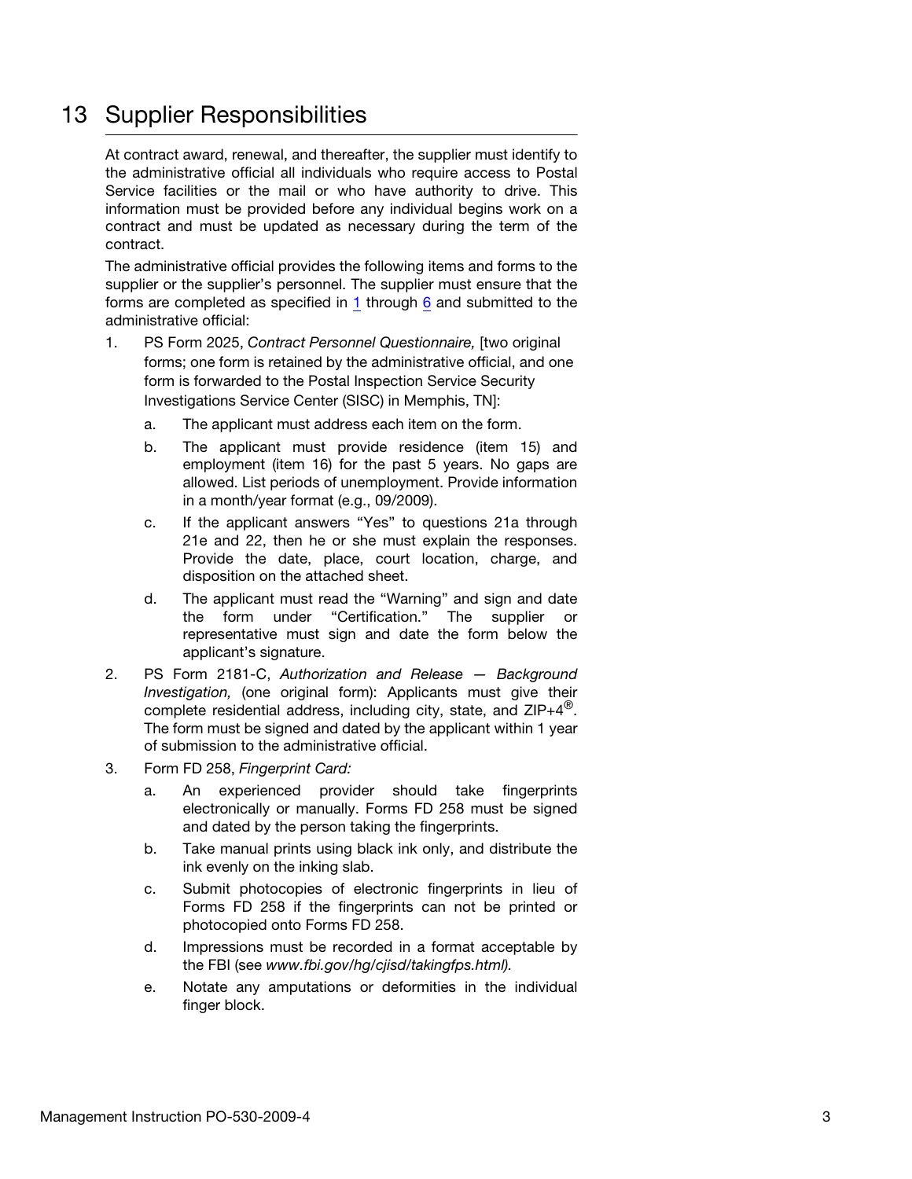# 13 Supplier Responsibilities

At contract award, renewal, and thereafter, the supplier must identify to the administrative official all individuals who require access to Postal Service facilities or the mail or who have authority to drive. This information must be provided before any individual begins work on a contract and must be updated as necessary during the term of the contract.

The administrative official provides the following items and forms to the supplier or the supplier's personnel. The supplier must ensure that the forms are completed as specified in 1 through 6 and submitted to the administrative official:

1. PS Form 2025, *Contract Personnel Questionnaire,* [two original forms; one form is retained by the administrative official, and one form is forwarded to the Postal Inspection Service Security Investigations Service Center (SISC) in Memphis, TN]:
   a. The applicant must address each item on the form.
   b. The applicant must provide residence (item 15) and employment (item 16) for the past 5 years. No gaps are allowed. List periods of unemployment. Provide information in a month/year format (e.g., 09/2009).
   c. If the applicant answers "Yes" to questions 21a through 21e and 22, then he or she must explain the responses. Provide the date, place, court location, charge, and disposition on the attached sheet.
   d. The applicant must read the "Warning" and sign and date the form under "Certification." The supplier or representative must sign and date the form below the applicant's signature.
2. PS Form 2181-C, *Authorization and Release — Background Investigation,* (one original form): Applicants must give their complete residential address, including city, state, and ZIP+4®. The form must be signed and dated by the applicant within 1 year of submission to the administrative official.
3. Form FD 258, *Fingerprint Card:*
   a. An experienced provider should take fingerprints electronically or manually. Forms FD 258 must be signed and dated by the person taking the fingerprints.
   b. Take manual prints using black ink only, and distribute the ink evenly on the inking slab.
   c. Submit photocopies of electronic fingerprints in lieu of Forms FD 258 if the fingerprints can not be printed or photocopied onto Forms FD 258.
   d. Impressions must be recorded in a format acceptable by the FBI (see *www.fbi.gov/hg/cjisd/takingfps.html).*
   e. Notate any amputations or deformities in the individual finger block.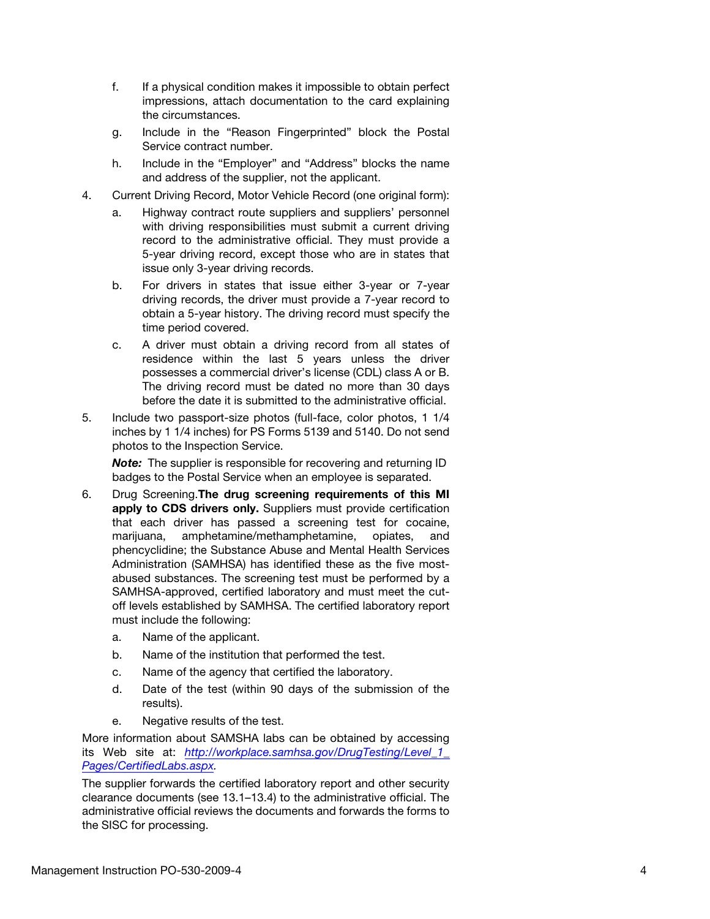f. If a physical condition makes it impossible to obtain perfect impressions, attach documentation to the card explaining the circumstances.

   g. Include in the "Reason Fingerprinted" block the Postal Service contract number.

   h. Include in the "Employer" and "Address" blocks the name and address of the supplier, not the applicant.

4. Current Driving Record, Motor Vehicle Record (one original form):

   a. Highway contract route suppliers and suppliers' personnel with driving responsibilities must submit a current driving record to the administrative official. They must provide a 5-year driving record, except those who are in states that issue only 3-year driving records.

   b. For drivers in states that issue either 3-year or 7-year driving records, the driver must provide a 7-year record to obtain a 5-year history. The driving record must specify the time period covered.

   c. A driver must obtain a driving record from all states of residence within the last 5 years unless the driver possesses a commercial driver's license (CDL) class A or B. The driving record must be dated no more than 30 days before the date it is submitted to the administrative official.

5. Include two passport-size photos (full-face, color photos, 1 1/4 inches by 1 1/4 inches) for PS Forms 5139 and 5140. Do not send photos to the Inspection Service.

   ***Note:*** The supplier is responsible for recovering and returning ID badges to the Postal Service when an employee is separated.

6. Drug Screening.**The drug screening requirements of this MI apply to CDS drivers only.** Suppliers must provide certification that each driver has passed a screening test for cocaine, marijuana, amphetamine/methamphetamine, opiates, and phencyclidine; the Substance Abuse and Mental Health Services Administration (SAMHSA) has identified these as the five most-abused substances. The screening test must be performed by a SAMHSA-approved, certified laboratory and must meet the cut-off levels established by SAMHSA. The certified laboratory report must include the following:

   a. Name of the applicant.

   b. Name of the institution that performed the test.

   c. Name of the agency that certified the laboratory.

   d. Date of the test (within 90 days of the submission of the results).

   e. Negative results of the test.

More information about SAMSHA labs can be obtained by accessing its Web site at: *http://workplace.samhsa.gov/DrugTesting/Level_1_Pages/CertifiedLabs.aspx*.

The supplier forwards the certified laboratory report and other security clearance documents (see 13.1–13.4) to the administrative official. The administrative official reviews the documents and forwards the forms to the SISC for processing.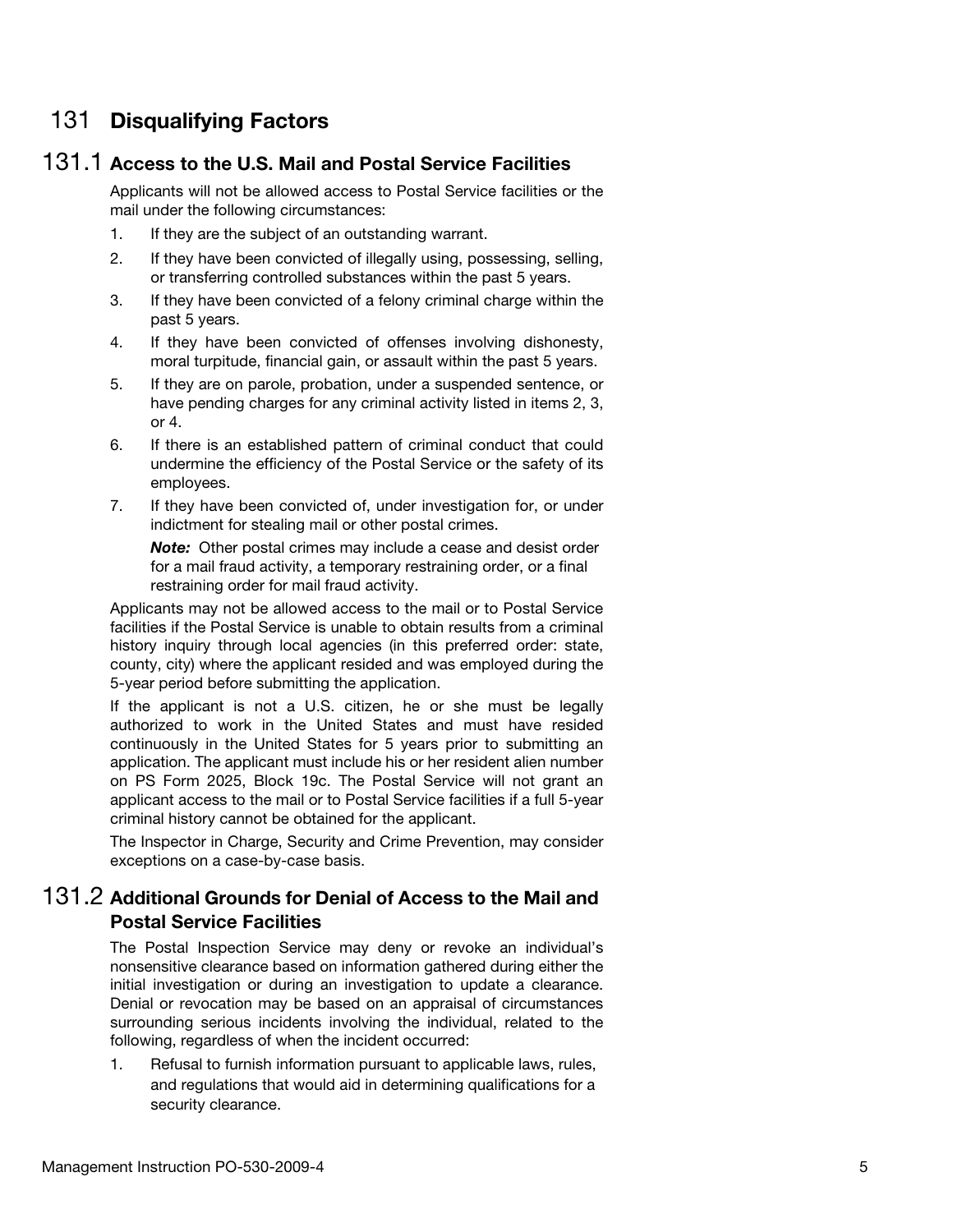## 131 Disqualifying Factors

### 131.1 Access to the U.S. Mail and Postal Service Facilities

Applicants will not be allowed access to Postal Service facilities or the mail under the following circumstances:

1. If they are the subject of an outstanding warrant.
2. If they have been convicted of illegally using, possessing, selling, or transferring controlled substances within the past 5 years.
3. If they have been convicted of a felony criminal charge within the past 5 years.
4. If they have been convicted of offenses involving dishonesty, moral turpitude, financial gain, or assault within the past 5 years.
5. If they are on parole, probation, under a suspended sentence, or have pending charges for any criminal activity listed in items 2, 3, or 4.
6. If there is an established pattern of criminal conduct that could undermine the efficiency of the Postal Service or the safety of its employees.
7. If they have been convicted of, under investigation for, or under indictment for stealing mail or other postal crimes.

   ***Note:*** Other postal crimes may include a cease and desist order for a mail fraud activity, a temporary restraining order, or a final restraining order for mail fraud activity.

Applicants may not be allowed access to the mail or to Postal Service facilities if the Postal Service is unable to obtain results from a criminal history inquiry through local agencies (in this preferred order: state, county, city) where the applicant resided and was employed during the 5-year period before submitting the application.

If the applicant is not a U.S. citizen, he or she must be legally authorized to work in the United States and must have resided continuously in the United States for 5 years prior to submitting an application. The applicant must include his or her resident alien number on PS Form 2025, Block 19c. The Postal Service will not grant an applicant access to the mail or to Postal Service facilities if a full 5-year criminal history cannot be obtained for the applicant.

The Inspector in Charge, Security and Crime Prevention, may consider exceptions on a case-by-case basis.

### 131.2 Additional Grounds for Denial of Access to the Mail and Postal Service Facilities

The Postal Inspection Service may deny or revoke an individual's nonsensitive clearance based on information gathered during either the initial investigation or during an investigation to update a clearance. Denial or revocation may be based on an appraisal of circumstances surrounding serious incidents involving the individual, related to the following, regardless of when the incident occurred:

1. Refusal to furnish information pursuant to applicable laws, rules, and regulations that would aid in determining qualifications for a security clearance.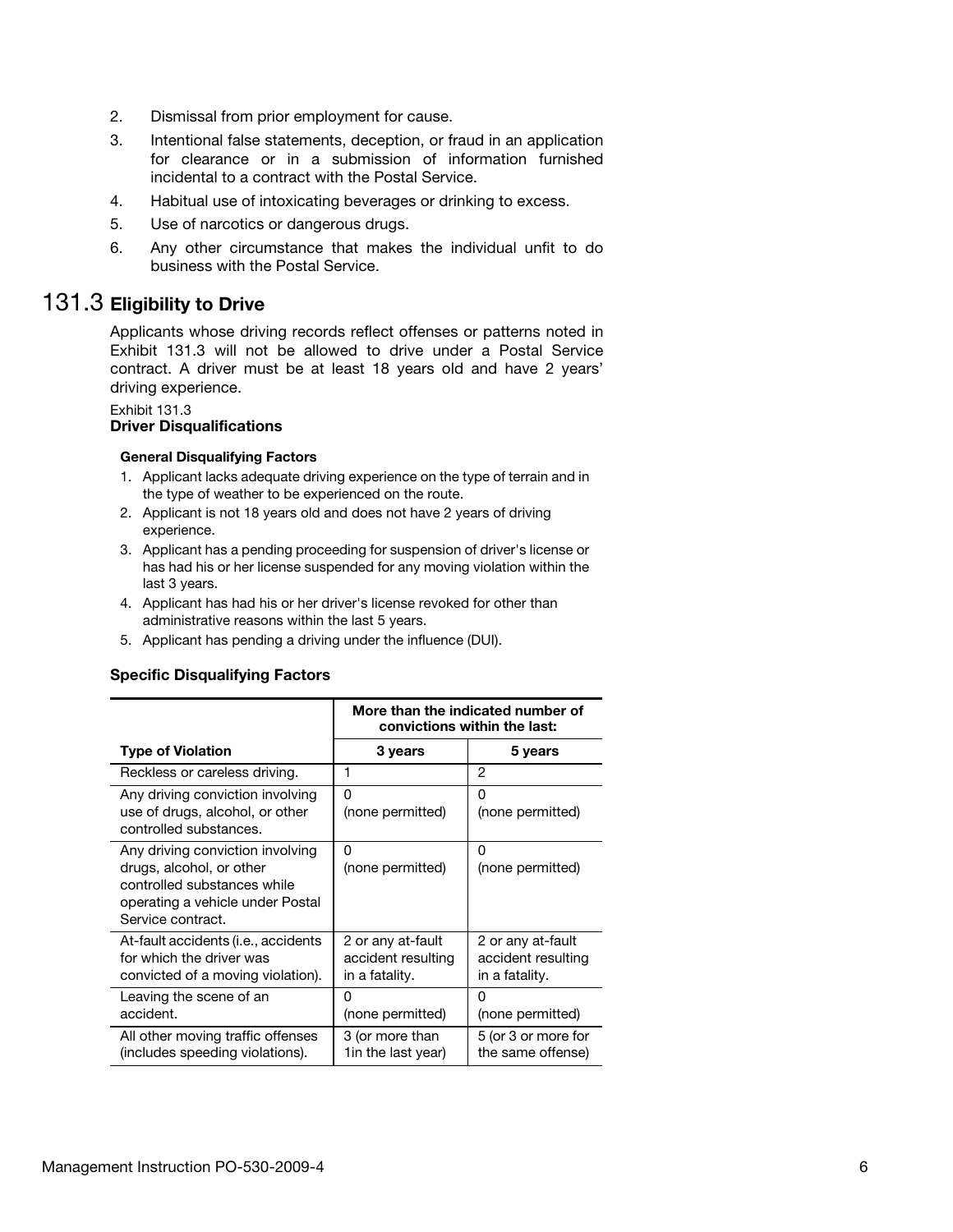2. Dismissal from prior employment for cause.
3. Intentional false statements, deception, or fraud in an application for clearance or in a submission of information furnished incidental to a contract with the Postal Service.
4. Habitual use of intoxicating beverages or drinking to excess.
5. Use of narcotics or dangerous drugs.
6. Any other circumstance that makes the individual unfit to do business with the Postal Service.

## 131.3 Eligibility to Drive

Applicants whose driving records reflect offenses or patterns noted in Exhibit 131.3 will not be allowed to drive under a Postal Service contract. A driver must be at least 18 years old and have 2 years' driving experience.

Exhibit 131.3
**Driver Disqualifications**

**General Disqualifying Factors**

1. Applicant lacks adequate driving experience on the type of terrain and in the type of weather to be experienced on the route.
2. Applicant is not 18 years old and does not have 2 years of driving experience.
3. Applicant has a pending proceeding for suspension of driver's license or has had his or her license suspended for any moving violation within the last 3 years.
4. Applicant has had his or her driver's license revoked for other than administrative reasons within the last 5 years.
5. Applicant has pending a driving under the influence (DUI).

**Specific Disqualifying Factors**

| | More than the indicated number of convictions within the last: | |
|---|---|---|
| **Type of Violation** | **3 years** | **5 years** |
| Reckless or careless driving. | 1 | 2 |
| Any driving conviction involving use of drugs, alcohol, or other controlled substances. | 0 (none permitted) | 0 (none permitted) |
| Any driving conviction involving drugs, alcohol, or other controlled substances while operating a vehicle under Postal Service contract. | 0 (none permitted) | 0 (none permitted) |
| At-fault accidents (i.e., accidents for which the driver was convicted of a moving violation). | 2 or any at-fault accident resulting in a fatality. | 2 or any at-fault accident resulting in a fatality. |
| Leaving the scene of an accident. | 0 (none permitted) | 0 (none permitted) |
| All other moving traffic offenses (includes speeding violations). | 3 (or more than 1in the last year) | 5 (or 3 or more for the same offense) |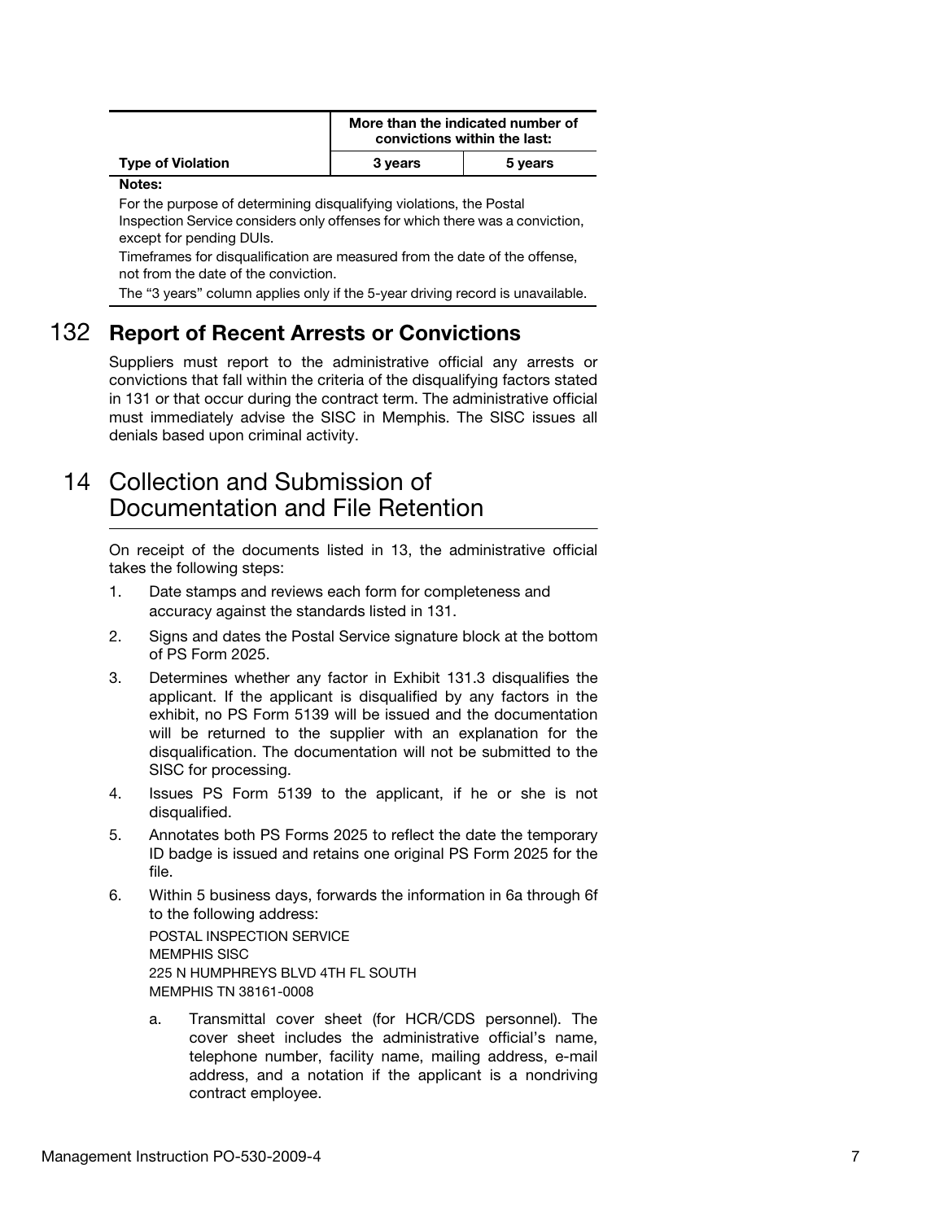| Type of Violation | More than the indicated number of convictions within the last: | |
|---|---|---|
| | 3 years | 5 years |

**Notes:**

For the purpose of determining disqualifying violations, the Postal Inspection Service considers only offenses for which there was a conviction, except for pending DUIs.

Timeframes for disqualification are measured from the date of the offense, not from the date of the conviction.

The "3 years" column applies only if the 5-year driving record is unavailable.

### 132 Report of Recent Arrests or Convictions

Suppliers must report to the administrative official any arrests or convictions that fall within the criteria of the disqualifying factors stated in 131 or that occur during the contract term. The administrative official must immediately advise the SISC in Memphis. The SISC issues all denials based upon criminal activity.

## 14 Collection and Submission of Documentation and File Retention

On receipt of the documents listed in 13, the administrative official takes the following steps:

1. Date stamps and reviews each form for completeness and accuracy against the standards listed in 131.
2. Signs and dates the Postal Service signature block at the bottom of PS Form 2025.
3. Determines whether any factor in Exhibit 131.3 disqualifies the applicant. If the applicant is disqualified by any factors in the exhibit, no PS Form 5139 will be issued and the documentation will be returned to the supplier with an explanation for the disqualification. The documentation will not be submitted to the SISC for processing.
4. Issues PS Form 5139 to the applicant, if he or she is not disqualified.
5. Annotates both PS Forms 2025 to reflect the date the temporary ID badge is issued and retains one original PS Form 2025 for the file.
6. Within 5 business days, forwards the information in 6a through 6f to the following address:

   POSTAL INSPECTION SERVICE
   MEMPHIS SISC
   225 N HUMPHREYS BLVD 4TH FL SOUTH
   MEMPHIS TN 38161-0008

   a. Transmittal cover sheet (for HCR/CDS personnel). The cover sheet includes the administrative official's name, telephone number, facility name, mailing address, e-mail address, and a notation if the applicant is a nondriving contract employee.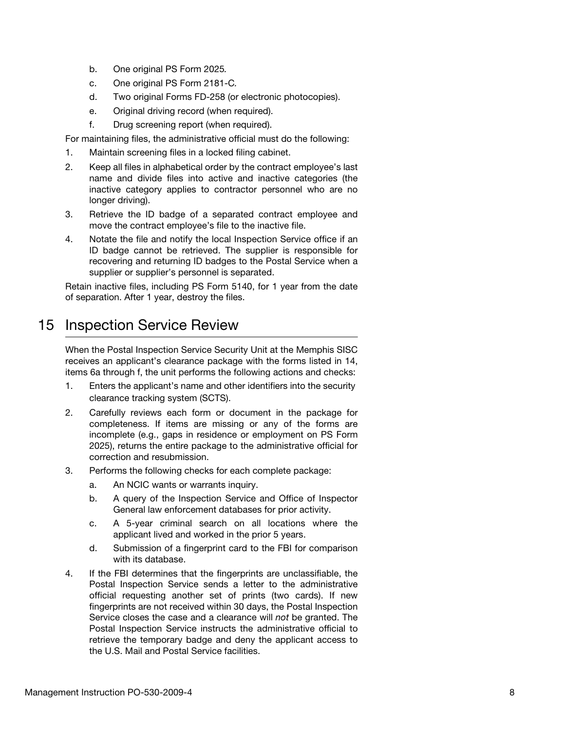b. One original PS Form 2025.
c. One original PS Form 2181-C.
d. Two original Forms FD-258 (or electronic photocopies).
e. Original driving record (when required).
f. Drug screening report (when required).

For maintaining files, the administrative official must do the following:

1. Maintain screening files in a locked filing cabinet.
2. Keep all files in alphabetical order by the contract employee's last name and divide files into active and inactive categories (the inactive category applies to contractor personnel who are no longer driving).
3. Retrieve the ID badge of a separated contract employee and move the contract employee's file to the inactive file.
4. Notate the file and notify the local Inspection Service office if an ID badge cannot be retrieved. The supplier is responsible for recovering and returning ID badges to the Postal Service when a supplier or supplier's personnel is separated.

Retain inactive files, including PS Form 5140, for 1 year from the date of separation. After 1 year, destroy the files.

# 15 Inspection Service Review

When the Postal Inspection Service Security Unit at the Memphis SISC receives an applicant's clearance package with the forms listed in 14, items 6a through f, the unit performs the following actions and checks:

1. Enters the applicant's name and other identifiers into the security clearance tracking system (SCTS).
2. Carefully reviews each form or document in the package for completeness. If items are missing or any of the forms are incomplete (e.g., gaps in residence or employment on PS Form 2025), returns the entire package to the administrative official for correction and resubmission.
3. Performs the following checks for each complete package:
   a. An NCIC wants or warrants inquiry.
   b. A query of the Inspection Service and Office of Inspector General law enforcement databases for prior activity.
   c. A 5-year criminal search on all locations where the applicant lived and worked in the prior 5 years.
   d. Submission of a fingerprint card to the FBI for comparison with its database.
4. If the FBI determines that the fingerprints are unclassifiable, the Postal Inspection Service sends a letter to the administrative official requesting another set of prints (two cards). If new fingerprints are not received within 30 days, the Postal Inspection Service closes the case and a clearance will *not* be granted. The Postal Inspection Service instructs the administrative official to retrieve the temporary badge and deny the applicant access to the U.S. Mail and Postal Service facilities.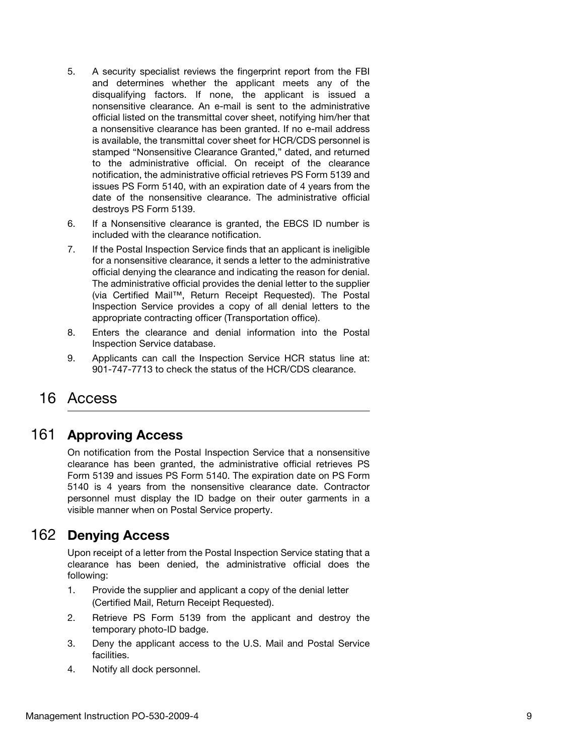5. A security specialist reviews the fingerprint report from the FBI and determines whether the applicant meets any of the disqualifying factors. If none, the applicant is issued a nonsensitive clearance. An e-mail is sent to the administrative official listed on the transmittal cover sheet, notifying him/her that a nonsensitive clearance has been granted. If no e-mail address is available, the transmittal cover sheet for HCR/CDS personnel is stamped "Nonsensitive Clearance Granted," dated, and returned to the administrative official. On receipt of the clearance notification, the administrative official retrieves PS Form 5139 and issues PS Form 5140, with an expiration date of 4 years from the date of the nonsensitive clearance. The administrative official destroys PS Form 5139.
6. If a Nonsensitive clearance is granted, the EBCS ID number is included with the clearance notification.
7. If the Postal Inspection Service finds that an applicant is ineligible for a nonsensitive clearance, it sends a letter to the administrative official denying the clearance and indicating the reason for denial. The administrative official provides the denial letter to the supplier (via Certified Mail™, Return Receipt Requested). The Postal Inspection Service provides a copy of all denial letters to the appropriate contracting officer (Transportation office).
8. Enters the clearance and denial information into the Postal Inspection Service database.
9. Applicants can call the Inspection Service HCR status line at: 901-747-7713 to check the status of the HCR/CDS clearance.

# 16 Access

## 161 Approving Access

On notification from the Postal Inspection Service that a nonsensitive clearance has been granted, the administrative official retrieves PS Form 5139 and issues PS Form 5140. The expiration date on PS Form 5140 is 4 years from the nonsensitive clearance date. Contractor personnel must display the ID badge on their outer garments in a visible manner when on Postal Service property.

## 162 Denying Access

Upon receipt of a letter from the Postal Inspection Service stating that a clearance has been denied, the administrative official does the following:

1. Provide the supplier and applicant a copy of the denial letter (Certified Mail, Return Receipt Requested).
2. Retrieve PS Form 5139 from the applicant and destroy the temporary photo-ID badge.
3. Deny the applicant access to the U.S. Mail and Postal Service facilities.
4. Notify all dock personnel.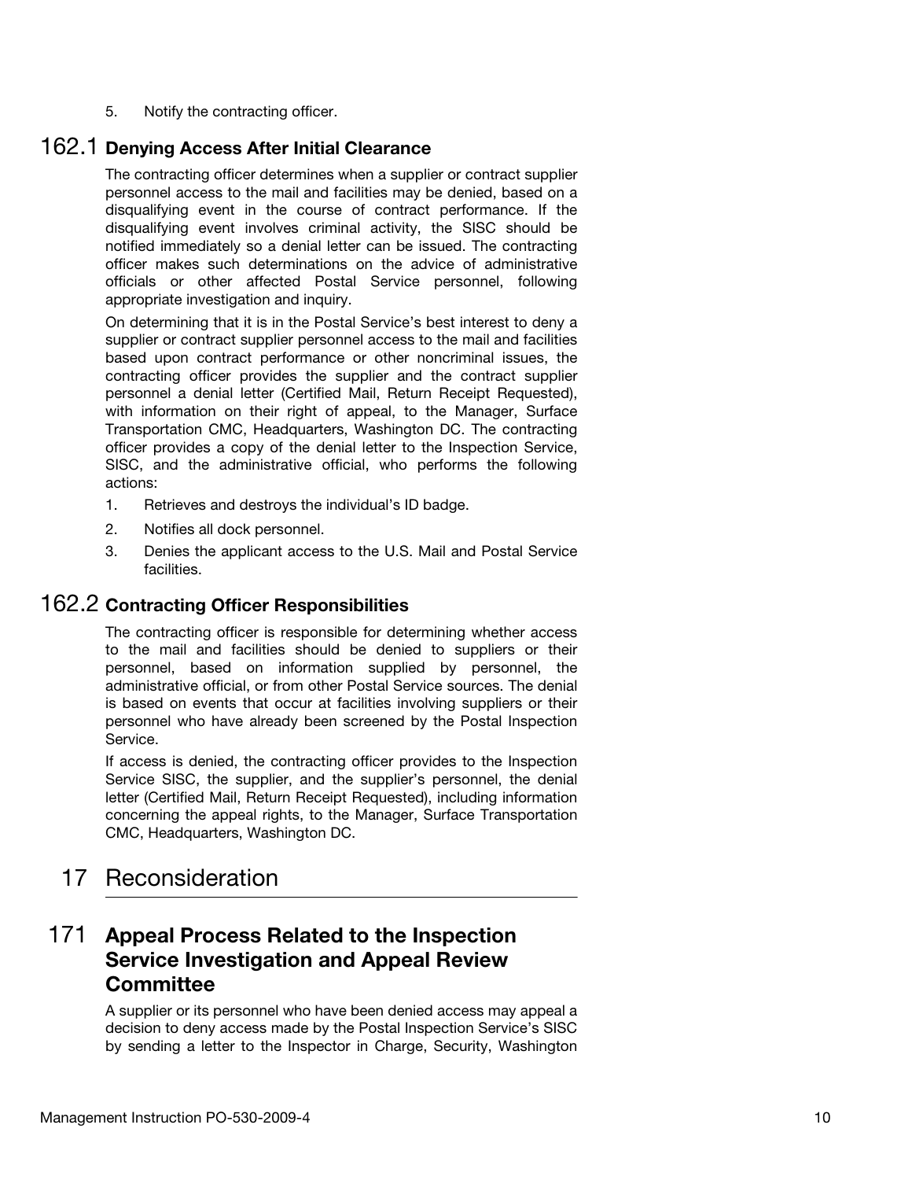5. Notify the contracting officer.

### 162.1 Denying Access After Initial Clearance

The contracting officer determines when a supplier or contract supplier personnel access to the mail and facilities may be denied, based on a disqualifying event in the course of contract performance. If the disqualifying event involves criminal activity, the SISC should be notified immediately so a denial letter can be issued. The contracting officer makes such determinations on the advice of administrative officials or other affected Postal Service personnel, following appropriate investigation and inquiry.

On determining that it is in the Postal Service's best interest to deny a supplier or contract supplier personnel access to the mail and facilities based upon contract performance or other noncriminal issues, the contracting officer provides the supplier and the contract supplier personnel a denial letter (Certified Mail, Return Receipt Requested), with information on their right of appeal, to the Manager, Surface Transportation CMC, Headquarters, Washington DC. The contracting officer provides a copy of the denial letter to the Inspection Service, SISC, and the administrative official, who performs the following actions:

1. Retrieves and destroys the individual's ID badge.
2. Notifies all dock personnel.
3. Denies the applicant access to the U.S. Mail and Postal Service facilities.

### 162.2 Contracting Officer Responsibilities

The contracting officer is responsible for determining whether access to the mail and facilities should be denied to suppliers or their personnel, based on information supplied by personnel, the administrative official, or from other Postal Service sources. The denial is based on events that occur at facilities involving suppliers or their personnel who have already been screened by the Postal Inspection Service.

If access is denied, the contracting officer provides to the Inspection Service SISC, the supplier, and the supplier's personnel, the denial letter (Certified Mail, Return Receipt Requested), including information concerning the appeal rights, to the Manager, Surface Transportation CMC, Headquarters, Washington DC.

# 17 Reconsideration

## 171 Appeal Process Related to the Inspection Service Investigation and Appeal Review Committee

A supplier or its personnel who have been denied access may appeal a decision to deny access made by the Postal Inspection Service's SISC by sending a letter to the Inspector in Charge, Security, Washington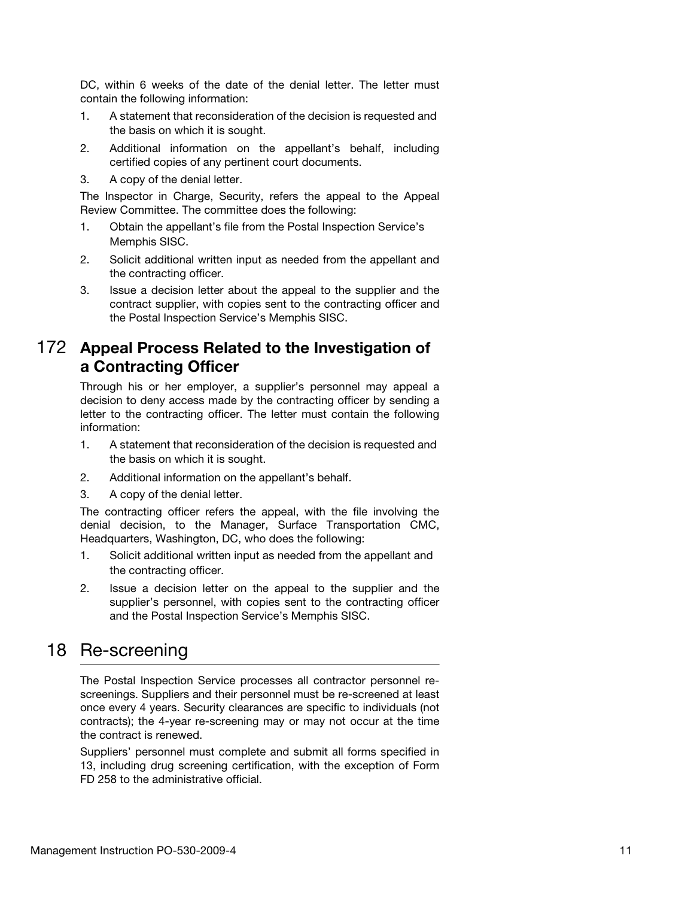DC, within 6 weeks of the date of the denial letter. The letter must contain the following information:

1. A statement that reconsideration of the decision is requested and the basis on which it is sought.
2. Additional information on the appellant's behalf, including certified copies of any pertinent court documents.
3. A copy of the denial letter.

The Inspector in Charge, Security, refers the appeal to the Appeal Review Committee. The committee does the following:

1. Obtain the appellant's file from the Postal Inspection Service's Memphis SISC.
2. Solicit additional written input as needed from the appellant and the contracting officer.
3. Issue a decision letter about the appeal to the supplier and the contract supplier, with copies sent to the contracting officer and the Postal Inspection Service's Memphis SISC.

### 172 Appeal Process Related to the Investigation of a Contracting Officer

Through his or her employer, a supplier's personnel may appeal a decision to deny access made by the contracting officer by sending a letter to the contracting officer. The letter must contain the following information:

1. A statement that reconsideration of the decision is requested and the basis on which it is sought.
2. Additional information on the appellant's behalf.
3. A copy of the denial letter.

The contracting officer refers the appeal, with the file involving the denial decision, to the Manager, Surface Transportation CMC, Headquarters, Washington, DC, who does the following:

1. Solicit additional written input as needed from the appellant and the contracting officer.
2. Issue a decision letter on the appeal to the supplier and the supplier's personnel, with copies sent to the contracting officer and the Postal Inspection Service's Memphis SISC.

## 18 Re-screening

The Postal Inspection Service processes all contractor personnel re-screenings. Suppliers and their personnel must be re-screened at least once every 4 years. Security clearances are specific to individuals (not contracts); the 4-year re-screening may or may not occur at the time the contract is renewed.

Suppliers' personnel must complete and submit all forms specified in 13, including drug screening certification, with the exception of Form FD 258 to the administrative official.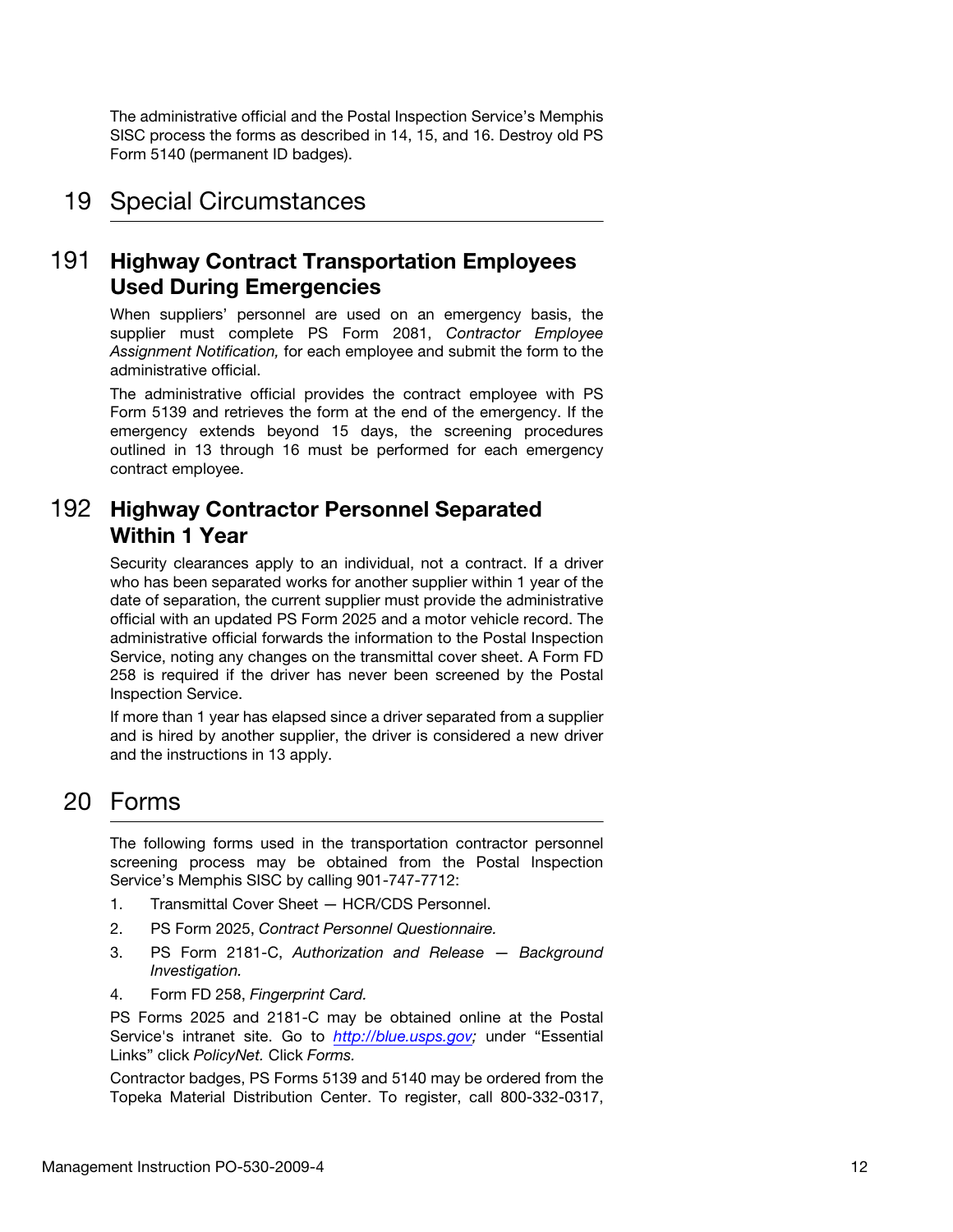The administrative official and the Postal Inspection Service's Memphis SISC process the forms as described in 14, 15, and 16. Destroy old PS Form 5140 (permanent ID badges).

# 19 Special Circumstances

## 191 Highway Contract Transportation Employees Used During Emergencies

When suppliers' personnel are used on an emergency basis, the supplier must complete PS Form 2081, *Contractor Employee Assignment Notification,* for each employee and submit the form to the administrative official.

The administrative official provides the contract employee with PS Form 5139 and retrieves the form at the end of the emergency. If the emergency extends beyond 15 days, the screening procedures outlined in 13 through 16 must be performed for each emergency contract employee.

## 192 Highway Contractor Personnel Separated Within 1 Year

Security clearances apply to an individual, not a contract. If a driver who has been separated works for another supplier within 1 year of the date of separation, the current supplier must provide the administrative official with an updated PS Form 2025 and a motor vehicle record. The administrative official forwards the information to the Postal Inspection Service, noting any changes on the transmittal cover sheet. A Form FD 258 is required if the driver has never been screened by the Postal Inspection Service.

If more than 1 year has elapsed since a driver separated from a supplier and is hired by another supplier, the driver is considered a new driver and the instructions in 13 apply.

# 20 Forms

The following forms used in the transportation contractor personnel screening process may be obtained from the Postal Inspection Service's Memphis SISC by calling 901-747-7712:

1. Transmittal Cover Sheet — HCR/CDS Personnel.
2. PS Form 2025, *Contract Personnel Questionnaire.*
3. PS Form 2181-C, *Authorization and Release — Background Investigation.*
4. Form FD 258, *Fingerprint Card.*

PS Forms 2025 and 2181-C may be obtained online at the Postal Service's intranet site. Go to *http://blue.usps.gov;* under "Essential Links" click *PolicyNet.* Click *Forms.*

Contractor badges, PS Forms 5139 and 5140 may be ordered from the Topeka Material Distribution Center. To register, call 800-332-0317,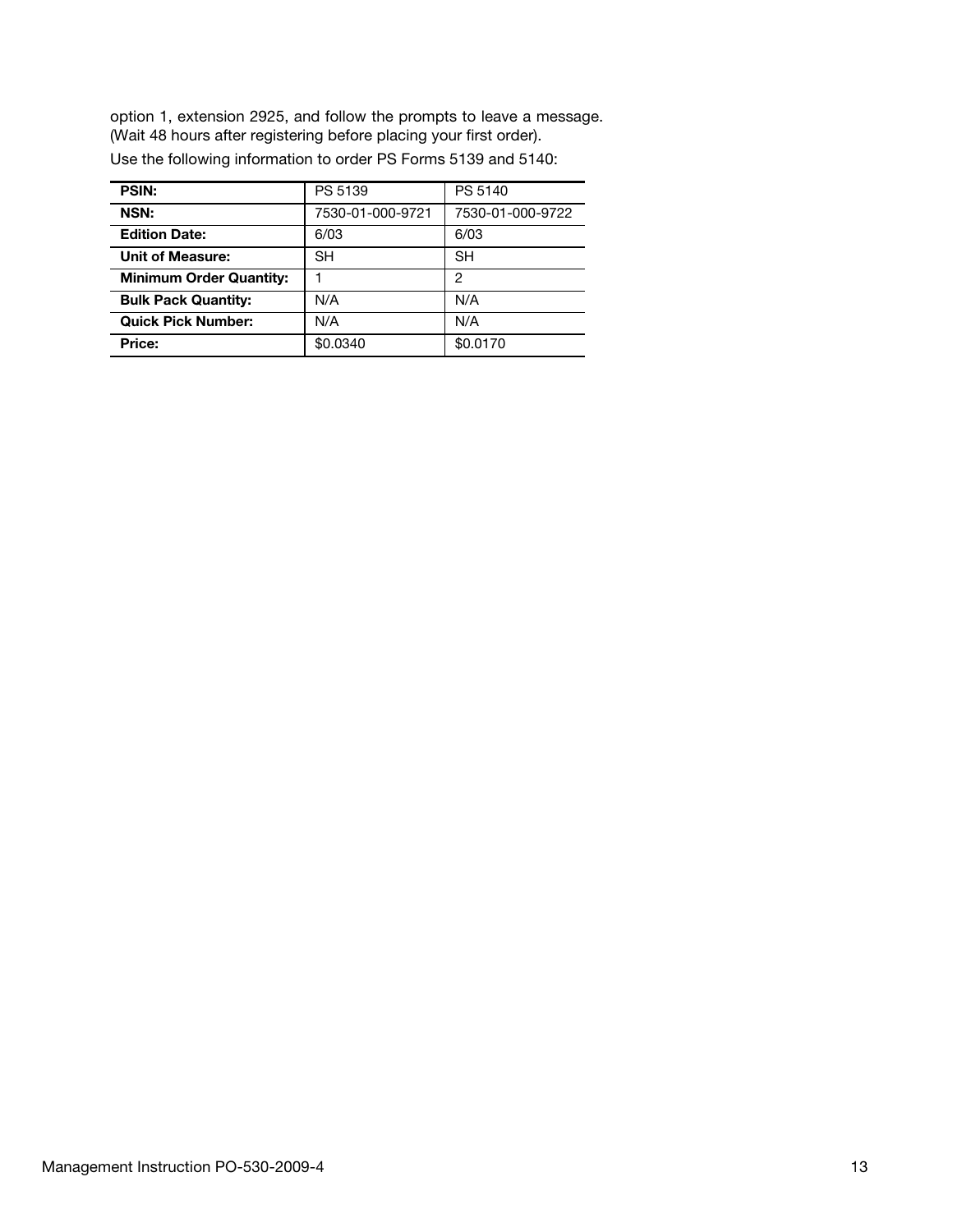option 1, extension 2925, and follow the prompts to leave a message. (Wait 48 hours after registering before placing your first order).

Use the following information to order PS Forms 5139 and 5140:

| | | |
|---|---|---|
| **PSIN:** | PS 5139 | PS 5140 |
| **NSN:** | 7530-01-000-9721 | 7530-01-000-9722 |
| **Edition Date:** | 6/03 | 6/03 |
| **Unit of Measure:** | SH | SH |
| **Minimum Order Quantity:** | 1 | 2 |
| **Bulk Pack Quantity:** | N/A | N/A |
| **Quick Pick Number:** | N/A | N/A |
| **Price:** | $0.0340 | $0.0170 |